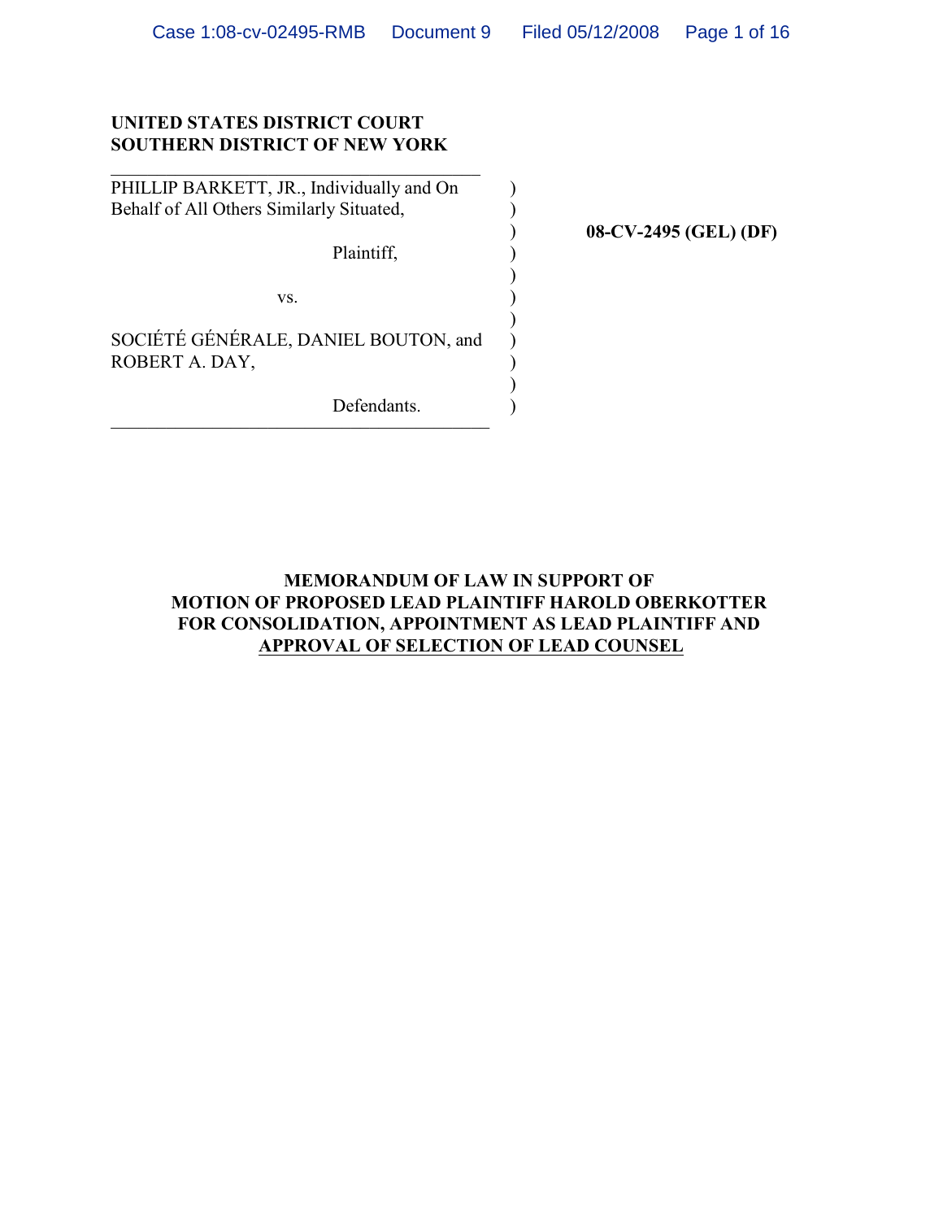**UNITED STATES DISTRICT COURT**
**SOUTHERN DISTRICT OF NEW YORK**

PHILLIP BARKETT, JR., Individually and On Behalf of All Others Similarly Situated,

Plaintiff,

vs.

SOCIÉTÉ GÉNÉRALE, DANIEL BOUTON, and ROBERT A. DAY,

Defendants.

**08-CV-2495 (GEL) (DF)**

**MEMORANDUM OF LAW IN SUPPORT OF MOTION OF PROPOSED LEAD PLAINTIFF HAROLD OBERKOTTER FOR CONSOLIDATION, APPOINTMENT AS LEAD PLAINTIFF AND APPROVAL OF SELECTION OF LEAD COUNSEL**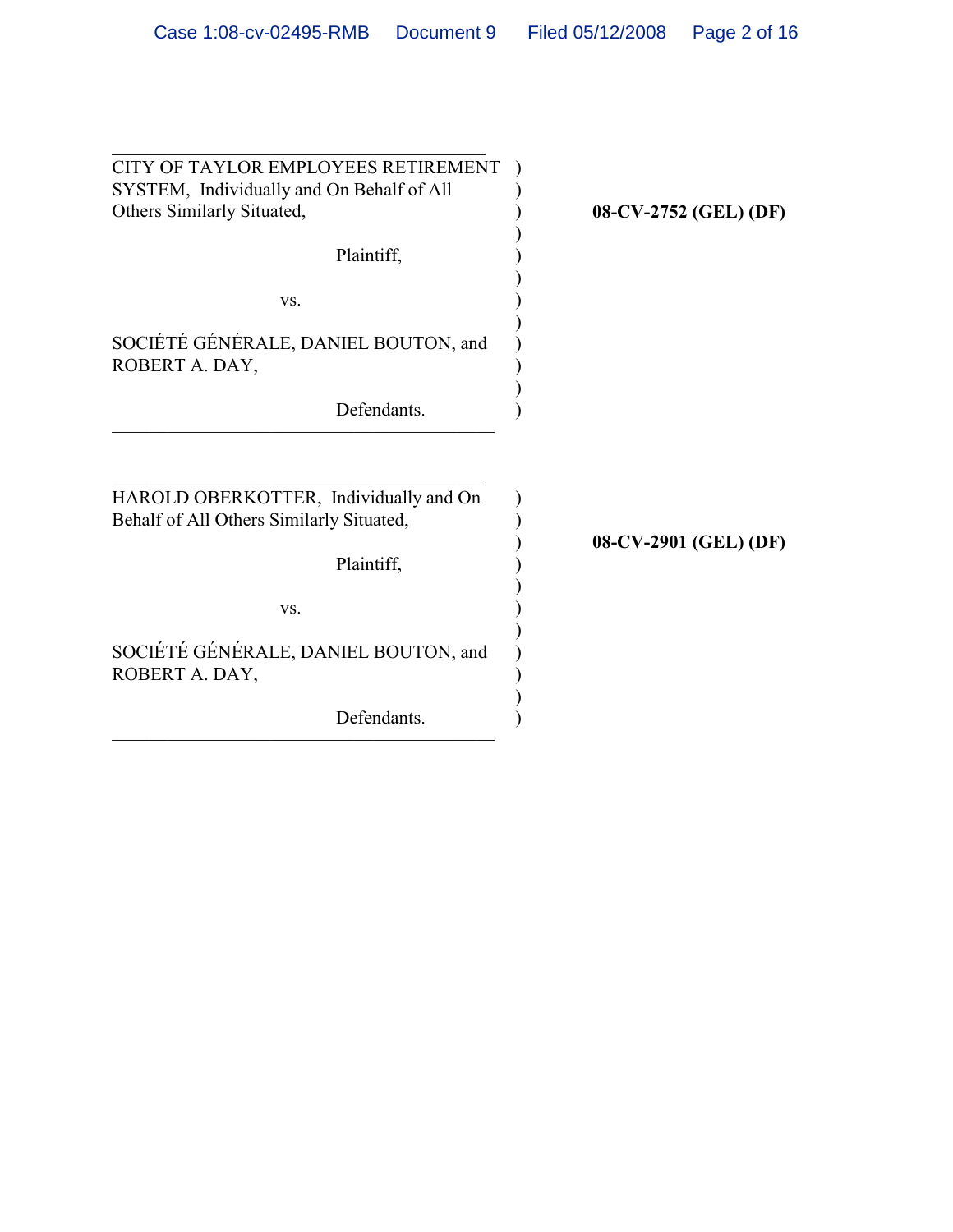CITY OF TAYLOR EMPLOYEES RETIREMENT SYSTEM, Individually and On Behalf of All Others Similarly Situated,

Plaintiff,

vs.

SOCIÉTÉ GÉNÉRALE, DANIEL BOUTON, and ROBERT A. DAY,

Defendants.

**08-CV-2752 (GEL) (DF)**

---

HAROLD OBERKOTTER, Individually and On Behalf of All Others Similarly Situated,

Plaintiff,

vs.

SOCIÉTÉ GÉNÉRALE, DANIEL BOUTON, and ROBERT A. DAY,

Defendants.

**08-CV-2901 (GEL) (DF)**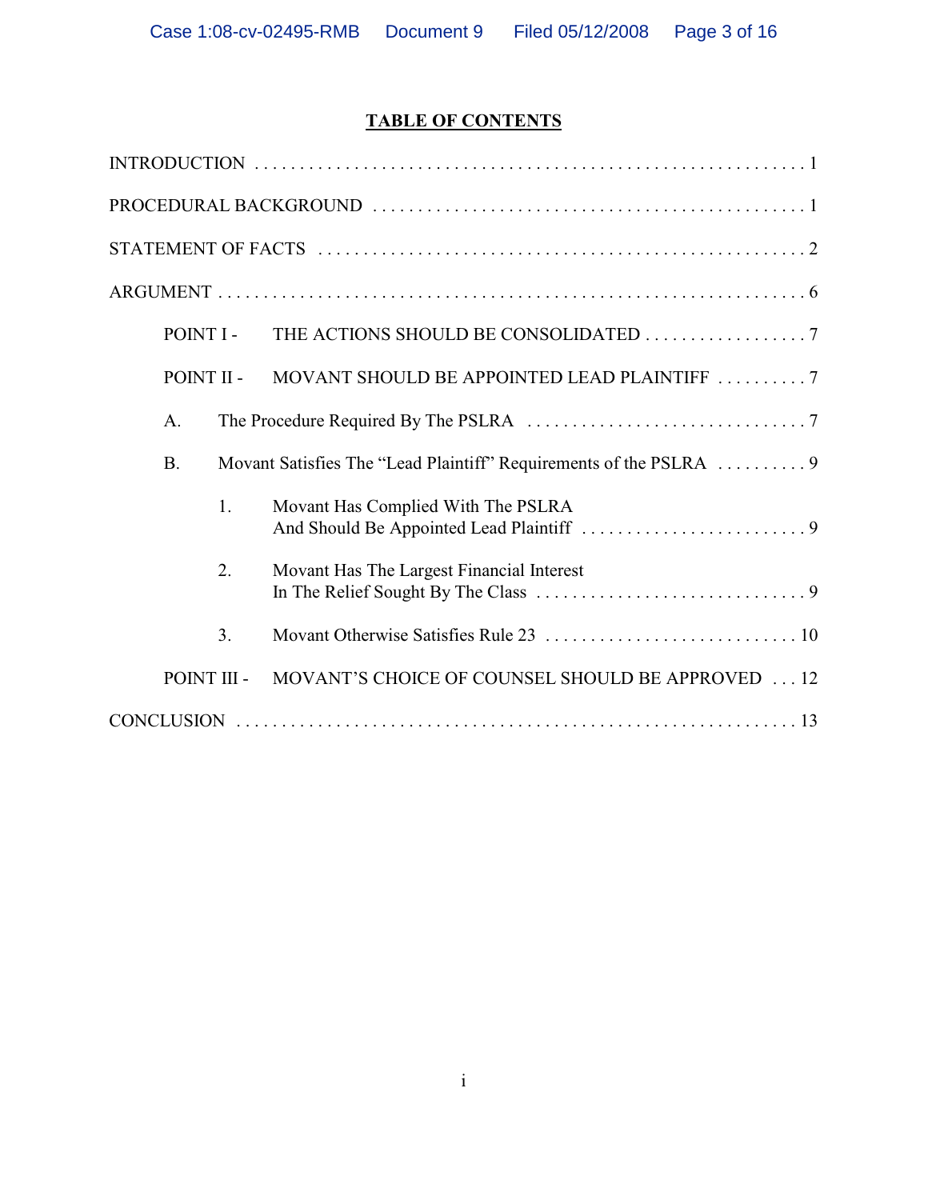# TABLE OF CONTENTS

INTRODUCTION . . . . . . . . . . . . . . . . . . . . . . . . . . . . . . . . . . . . . . . . . . . . . . . . . . . . . . . . . . . . 1

PROCEDURAL BACKGROUND . . . . . . . . . . . . . . . . . . . . . . . . . . . . . . . . . . . . . . . . . . . . . . . 1

STATEMENT OF FACTS . . . . . . . . . . . . . . . . . . . . . . . . . . . . . . . . . . . . . . . . . . . . . . . . . . . . . 2

ARGUMENT . . . . . . . . . . . . . . . . . . . . . . . . . . . . . . . . . . . . . . . . . . . . . . . . . . . . . . . . . . . . . . . . 6

- POINT I - THE ACTIONS SHOULD BE CONSOLIDATED . . . . . . . . . . . . . . . . . . 7
- POINT II - MOVANT SHOULD BE APPOINTED LEAD PLAINTIFF . . . . . . . . . . 7
  - A. The Procedure Required By The PSLRA . . . . . . . . . . . . . . . . . . . . . . . . . . . . . . . . 7
  - B. Movant Satisfies The "Lead Plaintiff" Requirements of the PSLRA . . . . . . . . . . 9
    1. Movant Has Complied With The PSLRA And Should Be Appointed Lead Plaintiff . . . . . . . . . . . . . . . . . . . . . . . . . 9
    2. Movant Has The Largest Financial Interest In The Relief Sought By The Class . . . . . . . . . . . . . . . . . . . . . . . . . . . . . . 9
    3. Movant Otherwise Satisfies Rule 23 . . . . . . . . . . . . . . . . . . . . . . . . . . . . 10
- POINT III - MOVANT'S CHOICE OF COUNSEL SHOULD BE APPROVED . . . 12

CONCLUSION . . . . . . . . . . . . . . . . . . . . . . . . . . . . . . . . . . . . . . . . . . . . . . . . . . . . . . . . . . . . . 13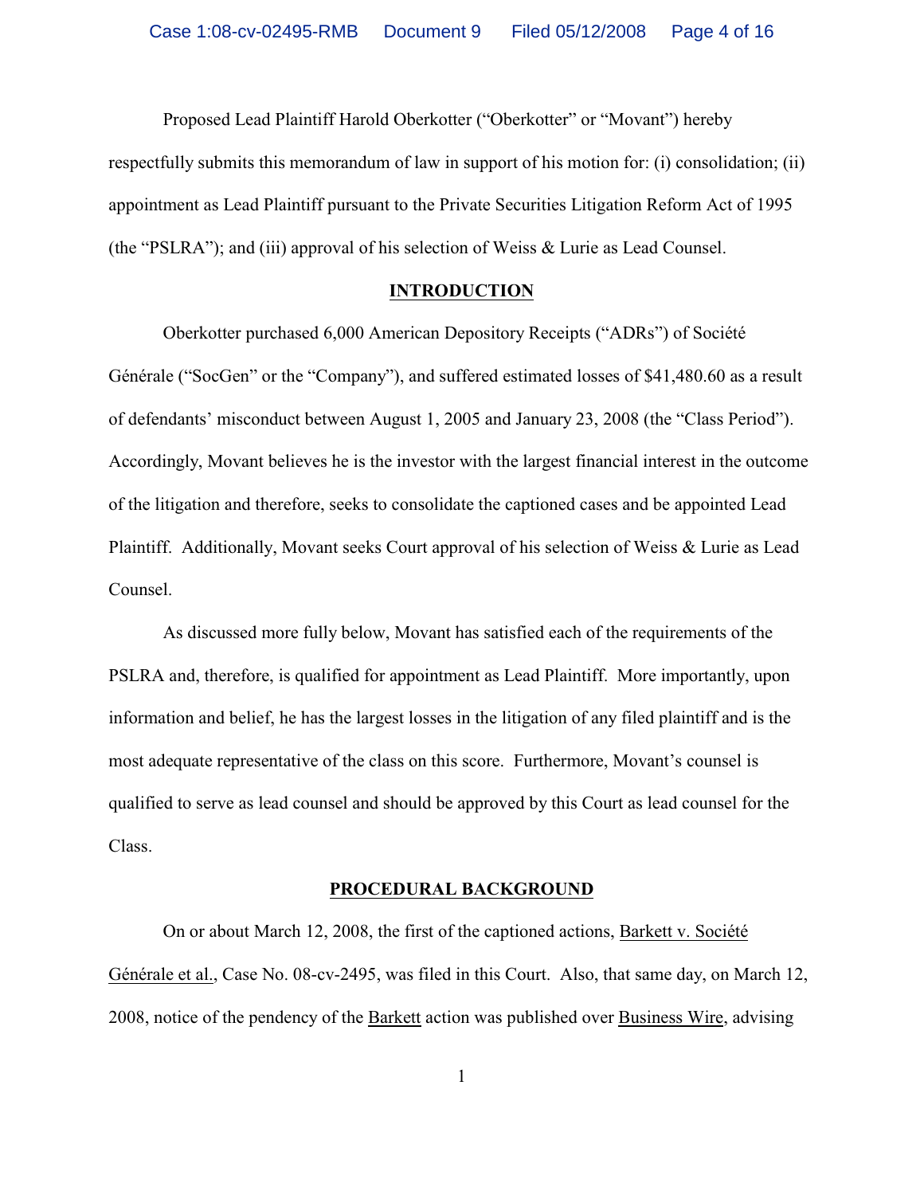Proposed Lead Plaintiff Harold Oberkotter ("Oberkotter" or "Movant") hereby respectfully submits this memorandum of law in support of his motion for: (i) consolidation; (ii) appointment as Lead Plaintiff pursuant to the Private Securities Litigation Reform Act of 1995 (the "PSLRA"); and (iii) approval of his selection of Weiss & Lurie as Lead Counsel.

## INTRODUCTION

Oberkotter purchased 6,000 American Depository Receipts ("ADRs") of Société Générale ("SocGen" or the "Company"), and suffered estimated losses of $41,480.60 as a result of defendants' misconduct between August 1, 2005 and January 23, 2008 (the "Class Period"). Accordingly, Movant believes he is the investor with the largest financial interest in the outcome of the litigation and therefore, seeks to consolidate the captioned cases and be appointed Lead Plaintiff. Additionally, Movant seeks Court approval of his selection of Weiss & Lurie as Lead Counsel.

As discussed more fully below, Movant has satisfied each of the requirements of the PSLRA and, therefore, is qualified for appointment as Lead Plaintiff. More importantly, upon information and belief, he has the largest losses in the litigation of any filed plaintiff and is the most adequate representative of the class on this score. Furthermore, Movant's counsel is qualified to serve as lead counsel and should be approved by this Court as lead counsel for the Class.

## PROCEDURAL BACKGROUND

On or about March 12, 2008, the first of the captioned actions, Barkett v. Société Générale et al., Case No. 08-cv-2495, was filed in this Court. Also, that same day, on March 12, 2008, notice of the pendency of the Barkett action was published over Business Wire, advising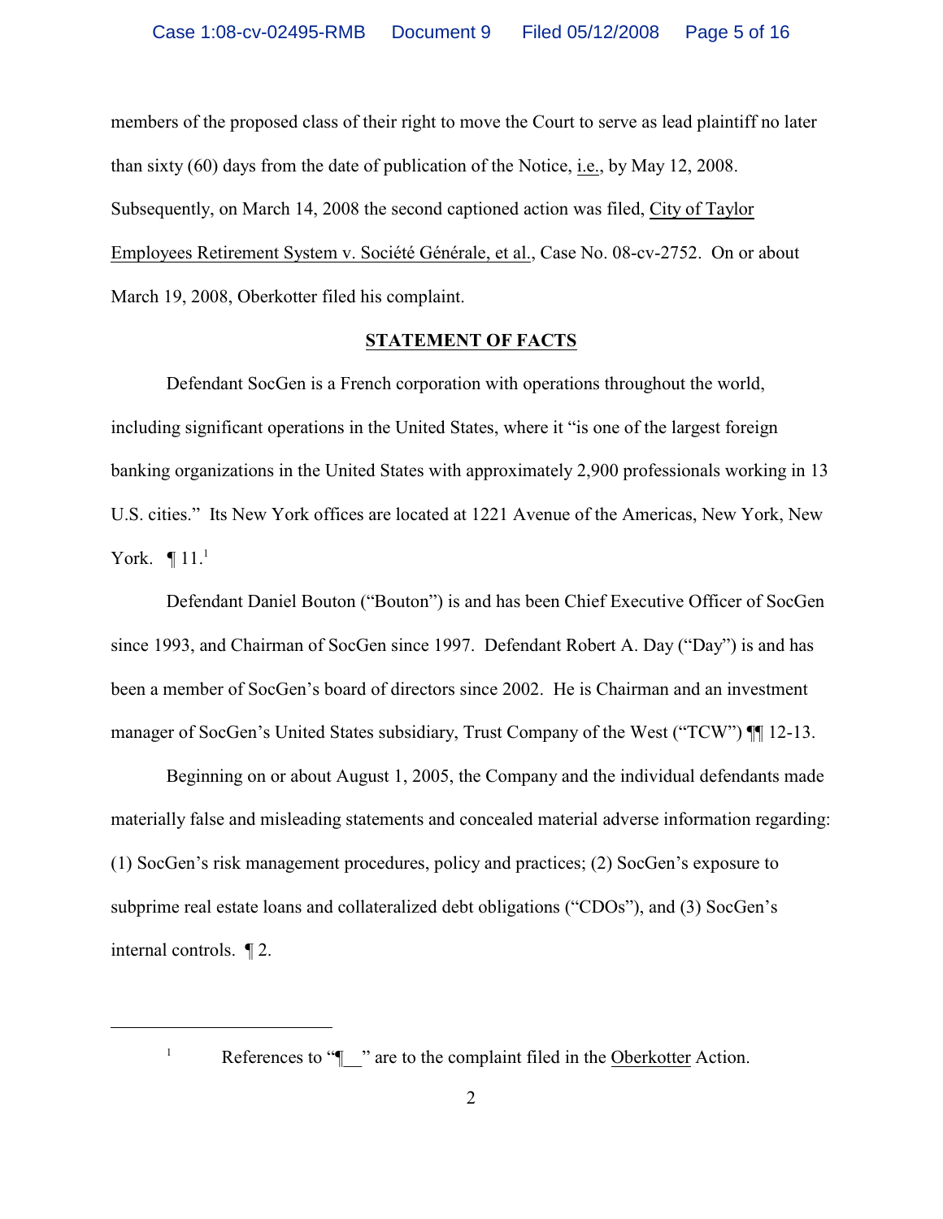members of the proposed class of their right to move the Court to serve as lead plaintiff no later than sixty (60) days from the date of publication of the Notice, i.e., by May 12, 2008. Subsequently, on March 14, 2008 the second captioned action was filed, City of Taylor Employees Retirement System v. Société Générale, et al., Case No. 08-cv-2752. On or about March 19, 2008, Oberkotter filed his complaint.

**STATEMENT OF FACTS**

Defendant SocGen is a French corporation with operations throughout the world, including significant operations in the United States, where it "is one of the largest foreign banking organizations in the United States with approximately 2,900 professionals working in 13 U.S. cities." Its New York offices are located at 1221 Avenue of the Americas, New York, New York. ¶ 11.[1]

Defendant Daniel Bouton ("Bouton") is and has been Chief Executive Officer of SocGen since 1993, and Chairman of SocGen since 1997. Defendant Robert A. Day ("Day") is and has been a member of SocGen's board of directors since 2002. He is Chairman and an investment manager of SocGen's United States subsidiary, Trust Company of the West ("TCW") ¶¶ 12-13.

Beginning on or about August 1, 2005, the Company and the individual defendants made materially false and misleading statements and concealed material adverse information regarding: (1) SocGen's risk management procedures, policy and practices; (2) SocGen's exposure to subprime real estate loans and collateralized debt obligations ("CDOs"), and (3) SocGen's internal controls. ¶ 2.

---

[1] References to "¶__" are to the complaint filed in the Oberkotter Action.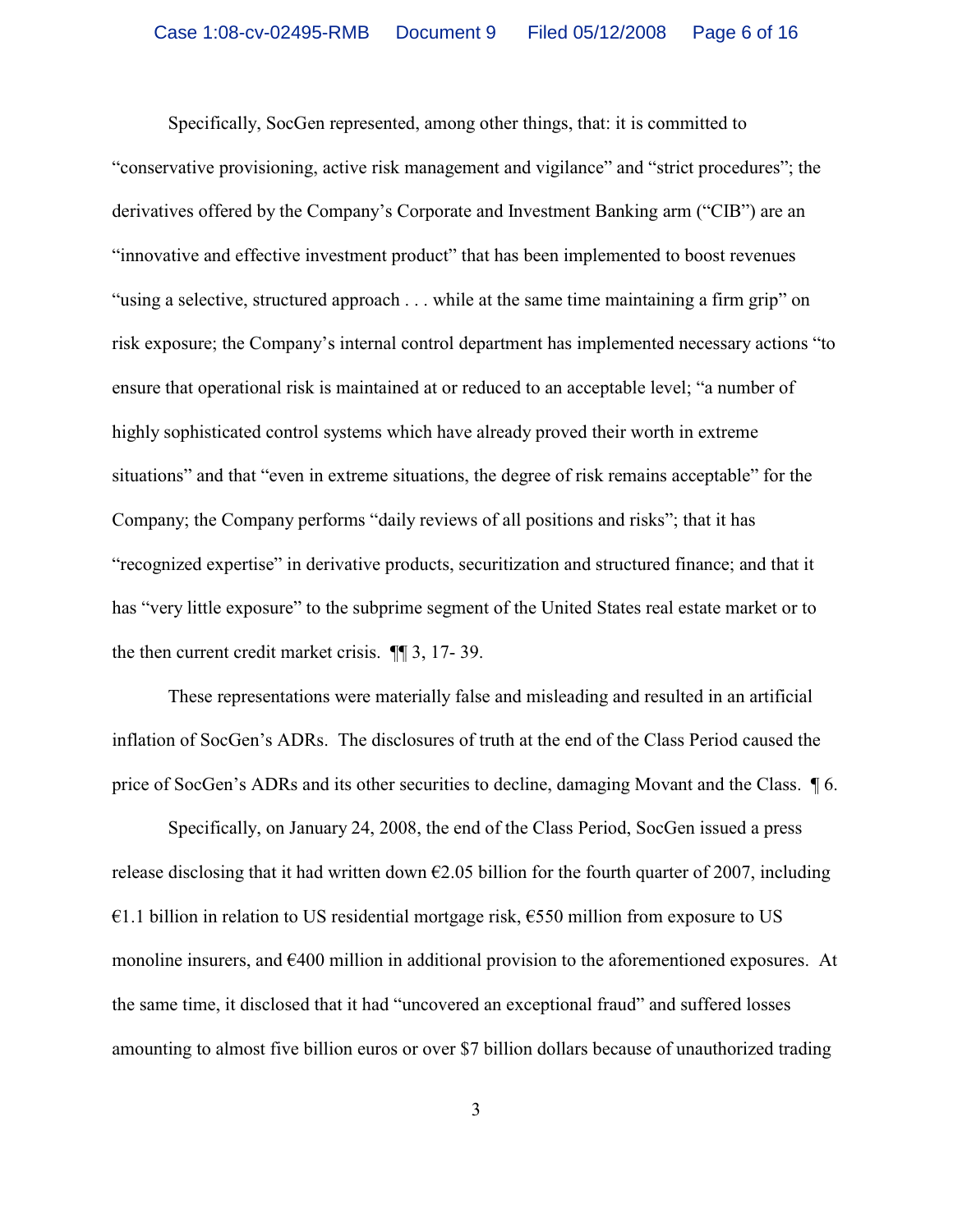Specifically, SocGen represented, among other things, that: it is committed to "conservative provisioning, active risk management and vigilance" and "strict procedures"; the derivatives offered by the Company's Corporate and Investment Banking arm ("CIB") are an "innovative and effective investment product" that has been implemented to boost revenues "using a selective, structured approach . . . while at the same time maintaining a firm grip" on risk exposure; the Company's internal control department has implemented necessary actions "to ensure that operational risk is maintained at or reduced to an acceptable level; "a number of highly sophisticated control systems which have already proved their worth in extreme situations" and that "even in extreme situations, the degree of risk remains acceptable" for the Company; the Company performs "daily reviews of all positions and risks"; that it has "recognized expertise" in derivative products, securitization and structured finance; and that it has "very little exposure" to the subprime segment of the United States real estate market or to the then current credit market crisis. ¶¶ 3, 17- 39.

These representations were materially false and misleading and resulted in an artificial inflation of SocGen's ADRs. The disclosures of truth at the end of the Class Period caused the price of SocGen's ADRs and its other securities to decline, damaging Movant and the Class. ¶ 6.

Specifically, on January 24, 2008, the end of the Class Period, SocGen issued a press release disclosing that it had written down €2.05 billion for the fourth quarter of 2007, including €1.1 billion in relation to US residential mortgage risk, €550 million from exposure to US monoline insurers, and €400 million in additional provision to the aforementioned exposures. At the same time, it disclosed that it had "uncovered an exceptional fraud" and suffered losses amounting to almost five billion euros or over $7 billion dollars because of unauthorized trading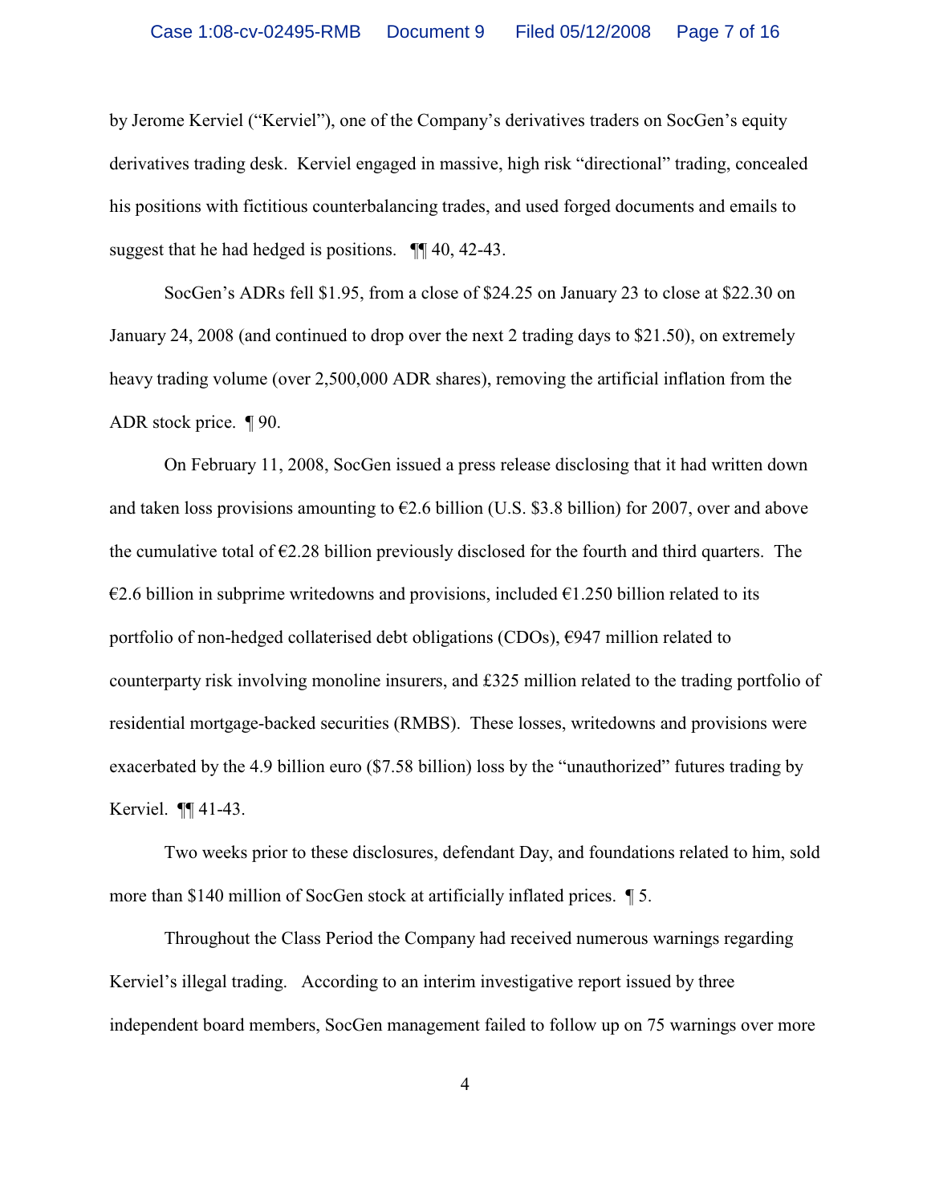by Jerome Kerviel ("Kerviel"), one of the Company's derivatives traders on SocGen's equity derivatives trading desk. Kerviel engaged in massive, high risk "directional" trading, concealed his positions with fictitious counterbalancing trades, and used forged documents and emails to suggest that he had hedged is positions. ¶¶ 40, 42-43.

SocGen's ADRs fell $1.95, from a close of $24.25 on January 23 to close at $22.30 on January 24, 2008 (and continued to drop over the next 2 trading days to $21.50), on extremely heavy trading volume (over 2,500,000 ADR shares), removing the artificial inflation from the ADR stock price. ¶ 90.

On February 11, 2008, SocGen issued a press release disclosing that it had written down and taken loss provisions amounting to €2.6 billion (U.S. $3.8 billion) for 2007, over and above the cumulative total of €2.28 billion previously disclosed for the fourth and third quarters. The €2.6 billion in subprime writedowns and provisions, included €1.250 billion related to its portfolio of non-hedged collaterised debt obligations (CDOs), €947 million related to counterparty risk involving monoline insurers, and £325 million related to the trading portfolio of residential mortgage-backed securities (RMBS). These losses, writedowns and provisions were exacerbated by the 4.9 billion euro ($7.58 billion) loss by the "unauthorized" futures trading by Kerviel. ¶¶ 41-43.

Two weeks prior to these disclosures, defendant Day, and foundations related to him, sold more than $140 million of SocGen stock at artificially inflated prices. ¶ 5.

Throughout the Class Period the Company had received numerous warnings regarding Kerviel's illegal trading. According to an interim investigative report issued by three independent board members, SocGen management failed to follow up on 75 warnings over more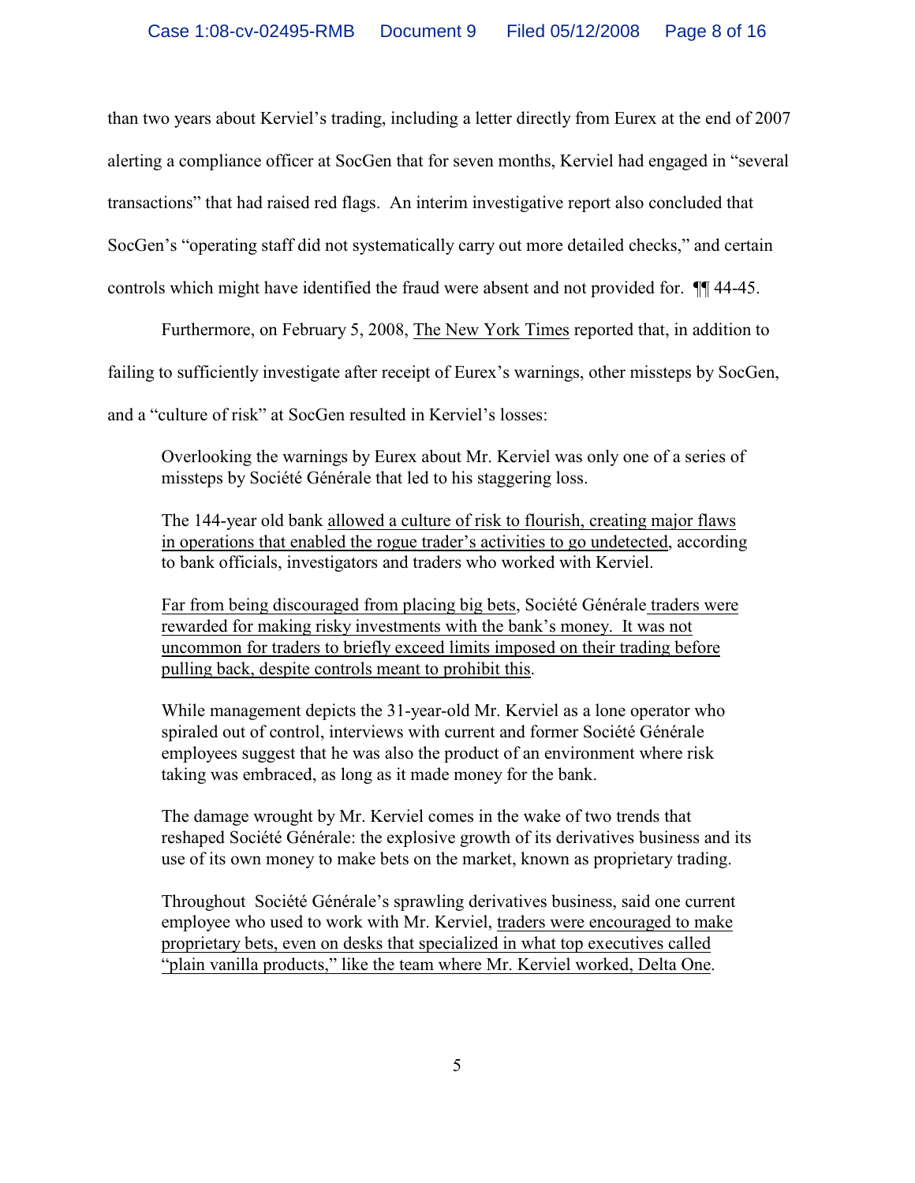than two years about Kerviel's trading, including a letter directly from Eurex at the end of 2007 alerting a compliance officer at SocGen that for seven months, Kerviel had engaged in "several transactions" that had raised red flags. An interim investigative report also concluded that SocGen's "operating staff did not systematically carry out more detailed checks," and certain controls which might have identified the fraud were absent and not provided for. ¶¶ 44-45.

Furthermore, on February 5, 2008, <u>The New York Times</u> reported that, in addition to failing to sufficiently investigate after receipt of Eurex's warnings, other missteps by SocGen, and a "culture of risk" at SocGen resulted in Kerviel's losses:

> Overlooking the warnings by Eurex about Mr. Kerviel was only one of a series of missteps by Société Générale that led to his staggering loss.
>
> The 144-year old bank <u>allowed a culture of risk to flourish, creating major flaws in operations that enabled the rogue trader's activities to go undetected</u>, according to bank officials, investigators and traders who worked with Kerviel.
>
> <u>Far from being discouraged from placing big bets</u>, Société Générale <u>traders were rewarded for making risky investments with the bank's money. It was not uncommon for traders to briefly exceed limits imposed on their trading before pulling back, despite controls meant to prohibit this</u>.
>
> While management depicts the 31-year-old Mr. Kerviel as a lone operator who spiraled out of control, interviews with current and former Société Générale employees suggest that he was also the product of an environment where risk taking was embraced, as long as it made money for the bank.
>
> The damage wrought by Mr. Kerviel comes in the wake of two trends that reshaped Société Générale: the explosive growth of its derivatives business and its use of its own money to make bets on the market, known as proprietary trading.
>
> Throughout Société Générale's sprawling derivatives business, said one current employee who used to work with Mr. Kerviel, <u>traders were encouraged to make proprietary bets, even on desks that specialized in what top executives called "plain vanilla products," like the team where Mr. Kerviel worked, Delta One</u>.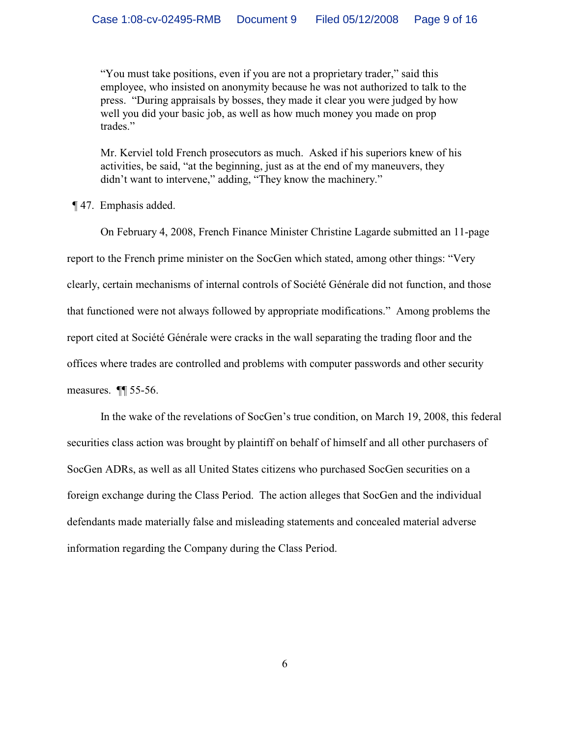> "You must take positions, even if you are not a proprietary trader," said this employee, who insisted on anonymity because he was not authorized to talk to the press. "During appraisals by bosses, they made it clear you were judged by how well you did your basic job, as well as how much money you made on prop trades."
>
> Mr. Kerviel told French prosecutors as much. Asked if his superiors knew of his activities, be said, "at the beginning, just as at the end of my maneuvers, they didn't want to intervene," adding, "They know the machinery."

¶ 47. Emphasis added.

On February 4, 2008, French Finance Minister Christine Lagarde submitted an 11-page report to the French prime minister on the SocGen which stated, among other things: "Very clearly, certain mechanisms of internal controls of Société Générale did not function, and those that functioned were not always followed by appropriate modifications." Among problems the report cited at Société Générale were cracks in the wall separating the trading floor and the offices where trades are controlled and problems with computer passwords and other security measures. ¶¶ 55-56.

In the wake of the revelations of SocGen's true condition, on March 19, 2008, this federal securities class action was brought by plaintiff on behalf of himself and all other purchasers of SocGen ADRs, as well as all United States citizens who purchased SocGen securities on a foreign exchange during the Class Period. The action alleges that SocGen and the individual defendants made materially false and misleading statements and concealed material adverse information regarding the Company during the Class Period.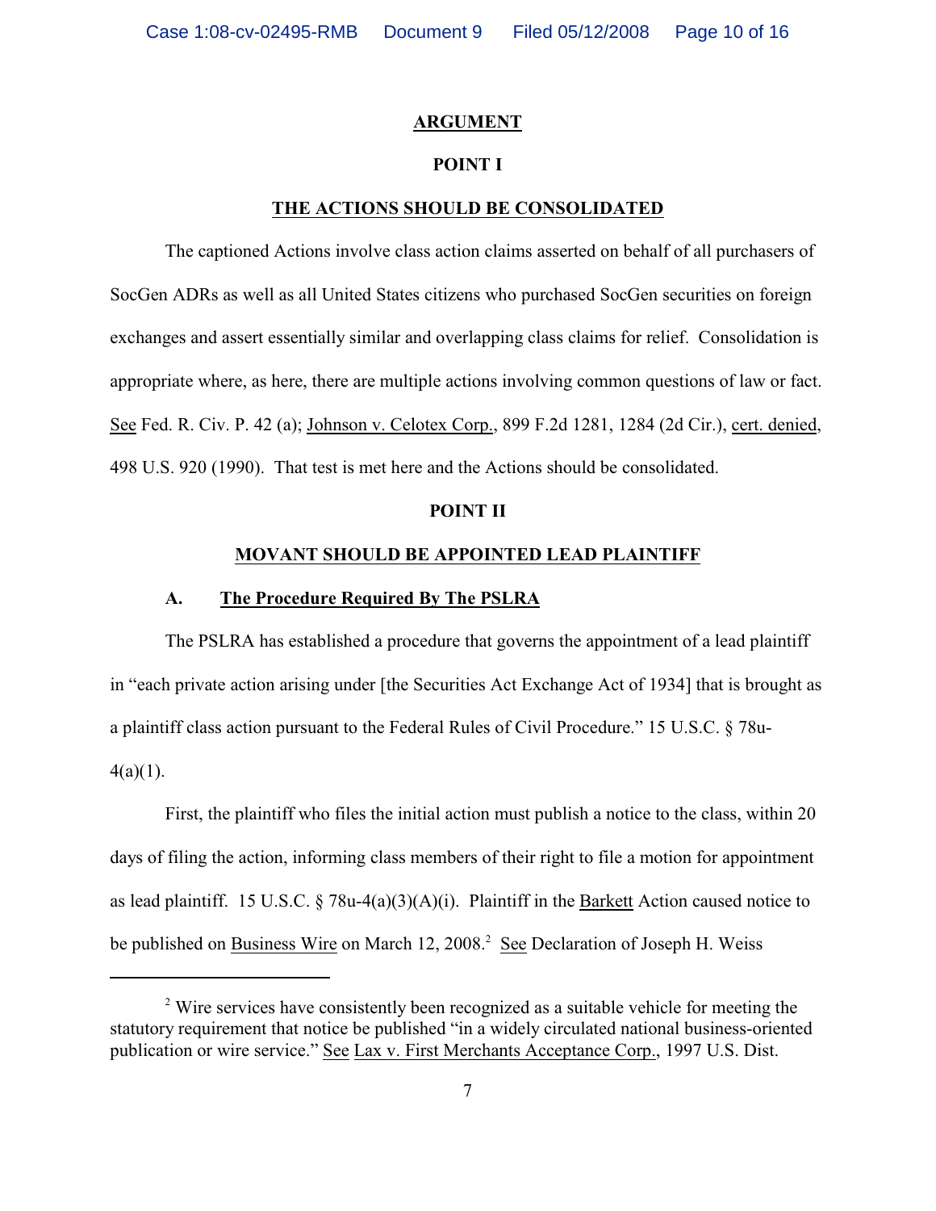## ARGUMENT

### POINT I

### THE ACTIONS SHOULD BE CONSOLIDATED

The captioned Actions involve class action claims asserted on behalf of all purchasers of SocGen ADRs as well as all United States citizens who purchased SocGen securities on foreign exchanges and assert essentially similar and overlapping class claims for relief. Consolidation is appropriate where, as here, there are multiple actions involving common questions of law or fact. See Fed. R. Civ. P. 42 (a); Johnson v. Celotex Corp., 899 F.2d 1281, 1284 (2d Cir.), cert. denied, 498 U.S. 920 (1990). That test is met here and the Actions should be consolidated.

### POINT II

### MOVANT SHOULD BE APPOINTED LEAD PLAINTIFF

#### A. The Procedure Required By The PSLRA

The PSLRA has established a procedure that governs the appointment of a lead plaintiff in "each private action arising under [the Securities Act Exchange Act of 1934] that is brought as a plaintiff class action pursuant to the Federal Rules of Civil Procedure." 15 U.S.C. § 78u-4(a)(1).

First, the plaintiff who files the initial action must publish a notice to the class, within 20 days of filing the action, informing class members of their right to file a motion for appointment as lead plaintiff. 15 U.S.C. § 78u-4(a)(3)(A)(i). Plaintiff in the Barkett Action caused notice to be published on Business Wire on March 12, 2008.[2] See Declaration of Joseph H. Weiss

---

[2] Wire services have consistently been recognized as a suitable vehicle for meeting the statutory requirement that notice be published "in a widely circulated national business-oriented publication or wire service." See Lax v. First Merchants Acceptance Corp., 1997 U.S. Dist.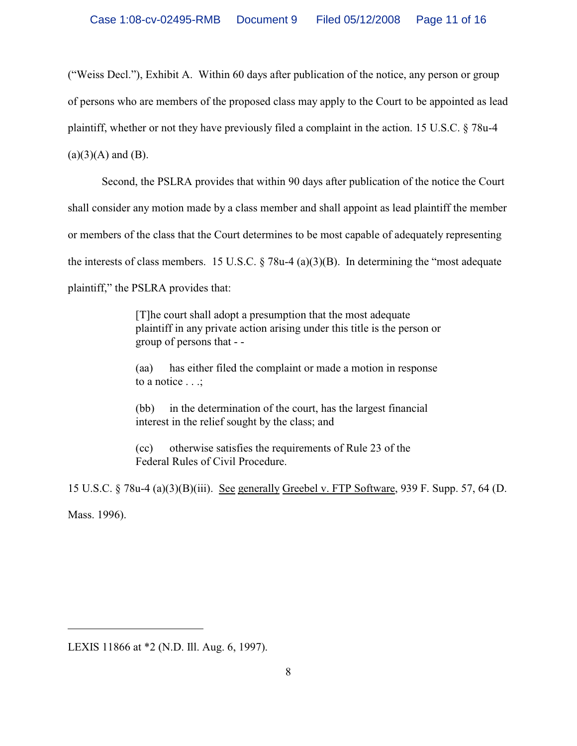("Weiss Decl."), Exhibit A. Within 60 days after publication of the notice, any person or group of persons who are members of the proposed class may apply to the Court to be appointed as lead plaintiff, whether or not they have previously filed a complaint in the action. 15 U.S.C. § 78u-4 (a)(3)(A) and (B).

Second, the PSLRA provides that within 90 days after publication of the notice the Court shall consider any motion made by a class member and shall appoint as lead plaintiff the member or members of the class that the Court determines to be most capable of adequately representing the interests of class members. 15 U.S.C. § 78u-4 (a)(3)(B). In determining the "most adequate plaintiff," the PSLRA provides that:

> [T]he court shall adopt a presumption that the most adequate plaintiff in any private action arising under this title is the person or group of persons that - -
>
> (aa) has either filed the complaint or made a motion in response to a notice . . .;
>
> (bb) in the determination of the court, has the largest financial interest in the relief sought by the class; and
>
> (cc) otherwise satisfies the requirements of Rule 23 of the Federal Rules of Civil Procedure.

15 U.S.C. § 78u-4 (a)(3)(B)(iii). See generally Greebel v. FTP Software, 939 F. Supp. 57, 64 (D. Mass. 1996).

---

LEXIS 11866 at *2 (N.D. Ill. Aug. 6, 1997).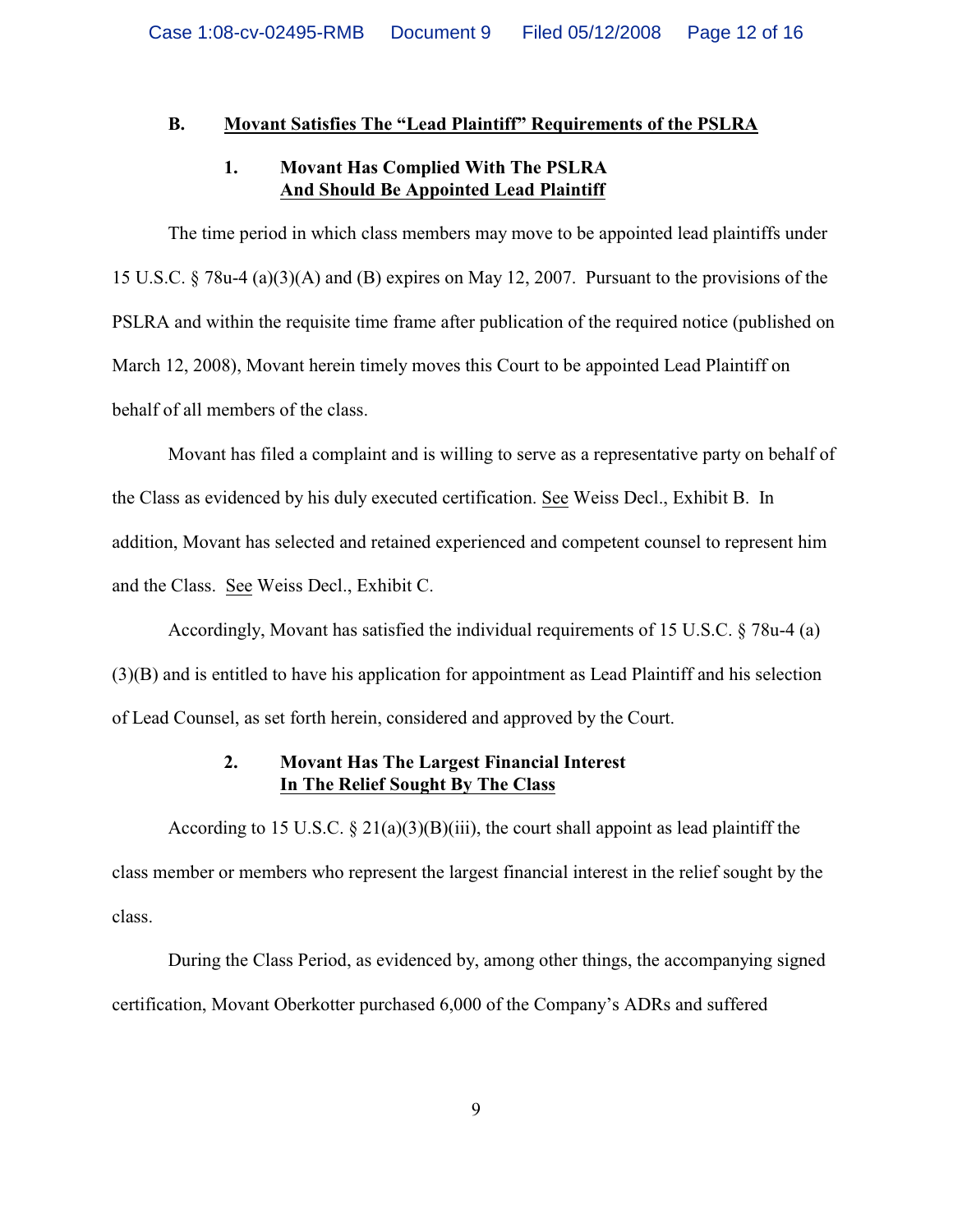## B. Movant Satisfies The "Lead Plaintiff" Requirements of the PSLRA

### 1. Movant Has Complied With The PSLRA And Should Be Appointed Lead Plaintiff

The time period in which class members may move to be appointed lead plaintiffs under 15 U.S.C. § 78u-4 (a)(3)(A) and (B) expires on May 12, 2007. Pursuant to the provisions of the PSLRA and within the requisite time frame after publication of the required notice (published on March 12, 2008), Movant herein timely moves this Court to be appointed Lead Plaintiff on behalf of all members of the class.

Movant has filed a complaint and is willing to serve as a representative party on behalf of the Class as evidenced by his duly executed certification. See Weiss Decl., Exhibit B. In addition, Movant has selected and retained experienced and competent counsel to represent him and the Class. See Weiss Decl., Exhibit C.

Accordingly, Movant has satisfied the individual requirements of 15 U.S.C. § 78u-4 (a) (3)(B) and is entitled to have his application for appointment as Lead Plaintiff and his selection of Lead Counsel, as set forth herein, considered and approved by the Court.

### 2. Movant Has The Largest Financial Interest In The Relief Sought By The Class

According to 15 U.S.C. § 21(a)(3)(B)(iii), the court shall appoint as lead plaintiff the class member or members who represent the largest financial interest in the relief sought by the class.

During the Class Period, as evidenced by, among other things, the accompanying signed certification, Movant Oberkotter purchased 6,000 of the Company's ADRs and suffered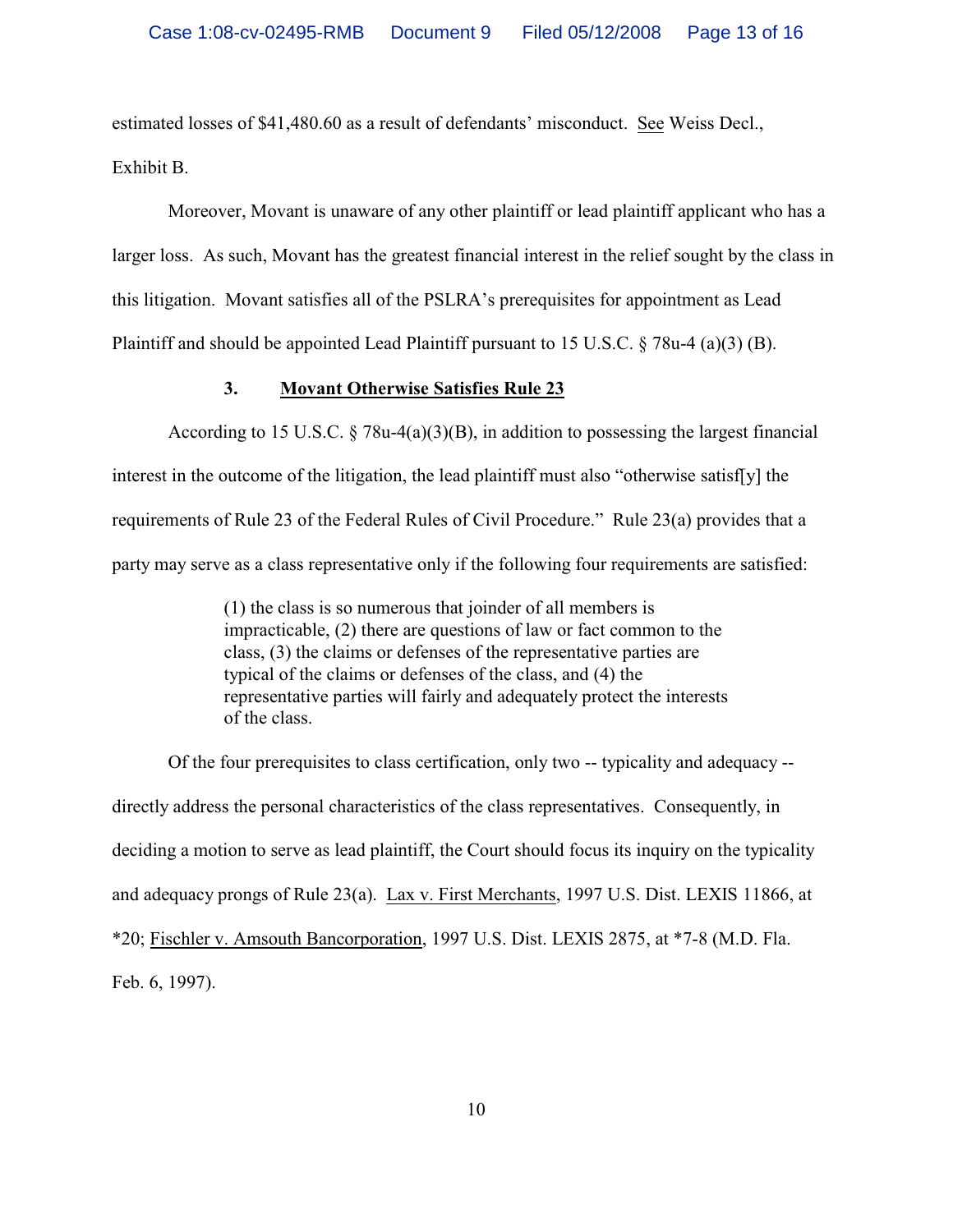estimated losses of $41,480.60 as a result of defendants' misconduct. See Weiss Decl., Exhibit B.

Moreover, Movant is unaware of any other plaintiff or lead plaintiff applicant who has a larger loss. As such, Movant has the greatest financial interest in the relief sought by the class in this litigation. Movant satisfies all of the PSLRA's prerequisites for appointment as Lead Plaintiff and should be appointed Lead Plaintiff pursuant to 15 U.S.C. § 78u-4 (a)(3) (B).

### 3. Movant Otherwise Satisfies Rule 23

According to 15 U.S.C. § 78u-4(a)(3)(B), in addition to possessing the largest financial interest in the outcome of the litigation, the lead plaintiff must also "otherwise satisf[y] the requirements of Rule 23 of the Federal Rules of Civil Procedure." Rule 23(a) provides that a party may serve as a class representative only if the following four requirements are satisfied:

> (1) the class is so numerous that joinder of all members is impracticable, (2) there are questions of law or fact common to the class, (3) the claims or defenses of the representative parties are typical of the claims or defenses of the class, and (4) the representative parties will fairly and adequately protect the interests of the class.

Of the four prerequisites to class certification, only two -- typicality and adequacy -- directly address the personal characteristics of the class representatives. Consequently, in deciding a motion to serve as lead plaintiff, the Court should focus its inquiry on the typicality and adequacy prongs of Rule 23(a). Lax v. First Merchants, 1997 U.S. Dist. LEXIS 11866, at *20; Fischler v. Amsouth Bancorporation, 1997 U.S. Dist. LEXIS 2875, at *7-8 (M.D. Fla. Feb. 6, 1997).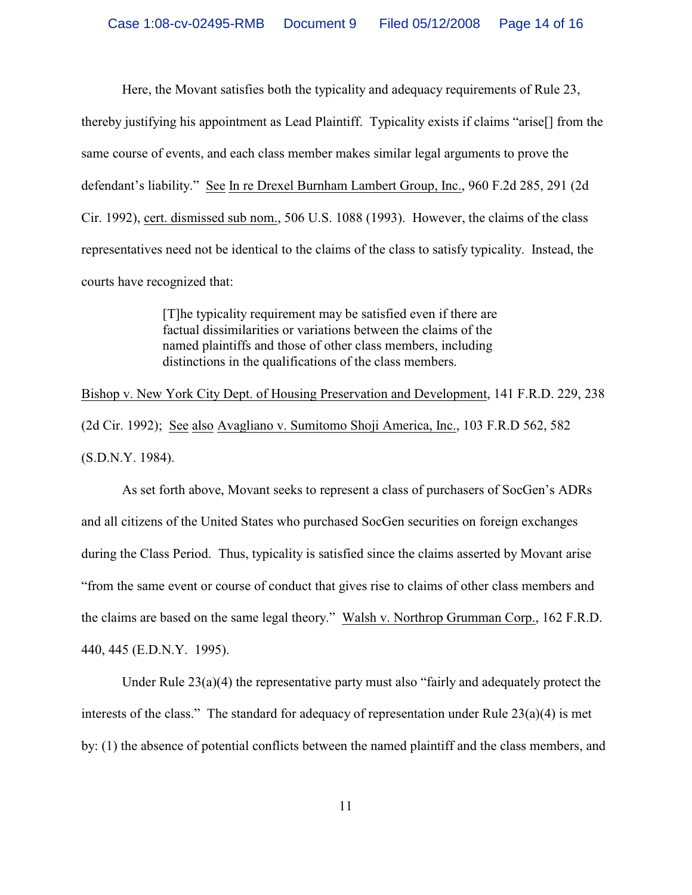Here, the Movant satisfies both the typicality and adequacy requirements of Rule 23, thereby justifying his appointment as Lead Plaintiff. Typicality exists if claims "arise[] from the same course of events, and each class member makes similar legal arguments to prove the defendant's liability." See In re Drexel Burnham Lambert Group, Inc., 960 F.2d 285, 291 (2d Cir. 1992), cert. dismissed sub nom., 506 U.S. 1088 (1993). However, the claims of the class representatives need not be identical to the claims of the class to satisfy typicality. Instead, the courts have recognized that:

> [T]he typicality requirement may be satisfied even if there are factual dissimilarities or variations between the claims of the named plaintiffs and those of other class members, including distinctions in the qualifications of the class members.

Bishop v. New York City Dept. of Housing Preservation and Development, 141 F.R.D. 229, 238 (2d Cir. 1992); See also Avagliano v. Sumitomo Shoji America, Inc., 103 F.R.D 562, 582 (S.D.N.Y. 1984).

As set forth above, Movant seeks to represent a class of purchasers of SocGen's ADRs and all citizens of the United States who purchased SocGen securities on foreign exchanges during the Class Period. Thus, typicality is satisfied since the claims asserted by Movant arise "from the same event or course of conduct that gives rise to claims of other class members and the claims are based on the same legal theory." Walsh v. Northrop Grumman Corp., 162 F.R.D. 440, 445 (E.D.N.Y. 1995).

Under Rule 23(a)(4) the representative party must also "fairly and adequately protect the interests of the class." The standard for adequacy of representation under Rule 23(a)(4) is met by: (1) the absence of potential conflicts between the named plaintiff and the class members, and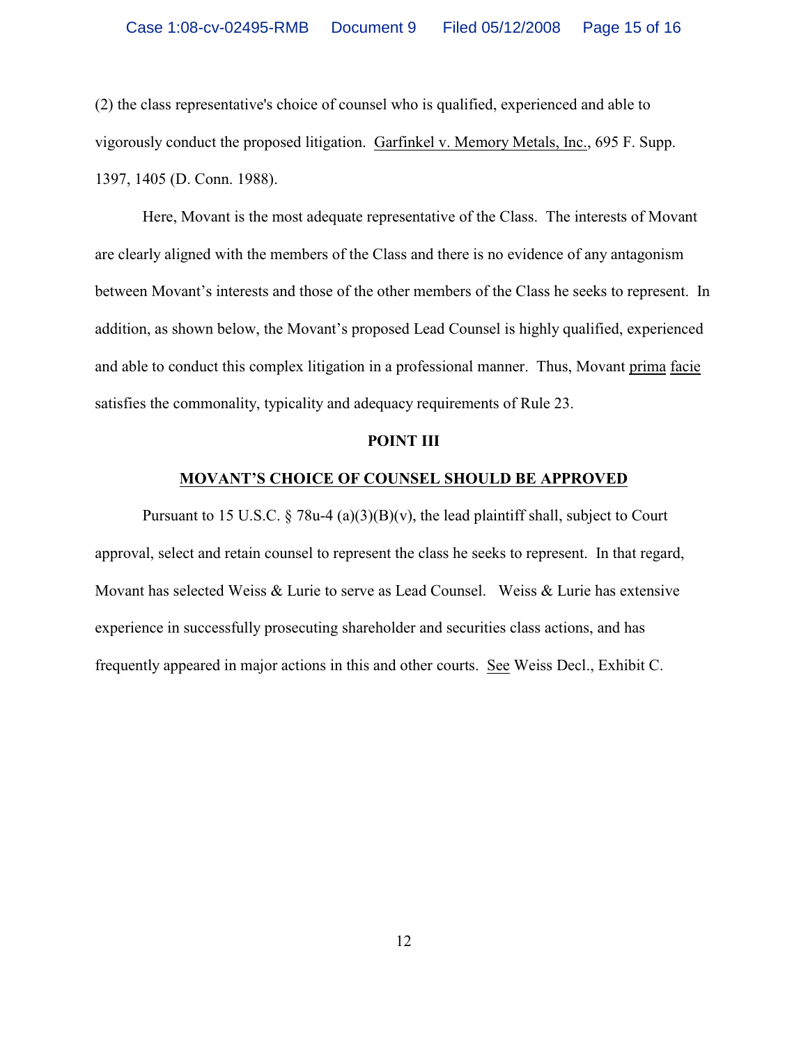(2) the class representative's choice of counsel who is qualified, experienced and able to vigorously conduct the proposed litigation. Garfinkel v. Memory Metals, Inc., 695 F. Supp. 1397, 1405 (D. Conn. 1988).

Here, Movant is the most adequate representative of the Class. The interests of Movant are clearly aligned with the members of the Class and there is no evidence of any antagonism between Movant's interests and those of the other members of the Class he seeks to represent. In addition, as shown below, the Movant's proposed Lead Counsel is highly qualified, experienced and able to conduct this complex litigation in a professional manner. Thus, Movant prima facie satisfies the commonality, typicality and adequacy requirements of Rule 23.

**POINT III**

**MOVANT'S CHOICE OF COUNSEL SHOULD BE APPROVED**

Pursuant to 15 U.S.C. § 78u-4 (a)(3)(B)(v), the lead plaintiff shall, subject to Court approval, select and retain counsel to represent the class he seeks to represent. In that regard, Movant has selected Weiss & Lurie to serve as Lead Counsel. Weiss & Lurie has extensive experience in successfully prosecuting shareholder and securities class actions, and has frequently appeared in major actions in this and other courts. See Weiss Decl., Exhibit C.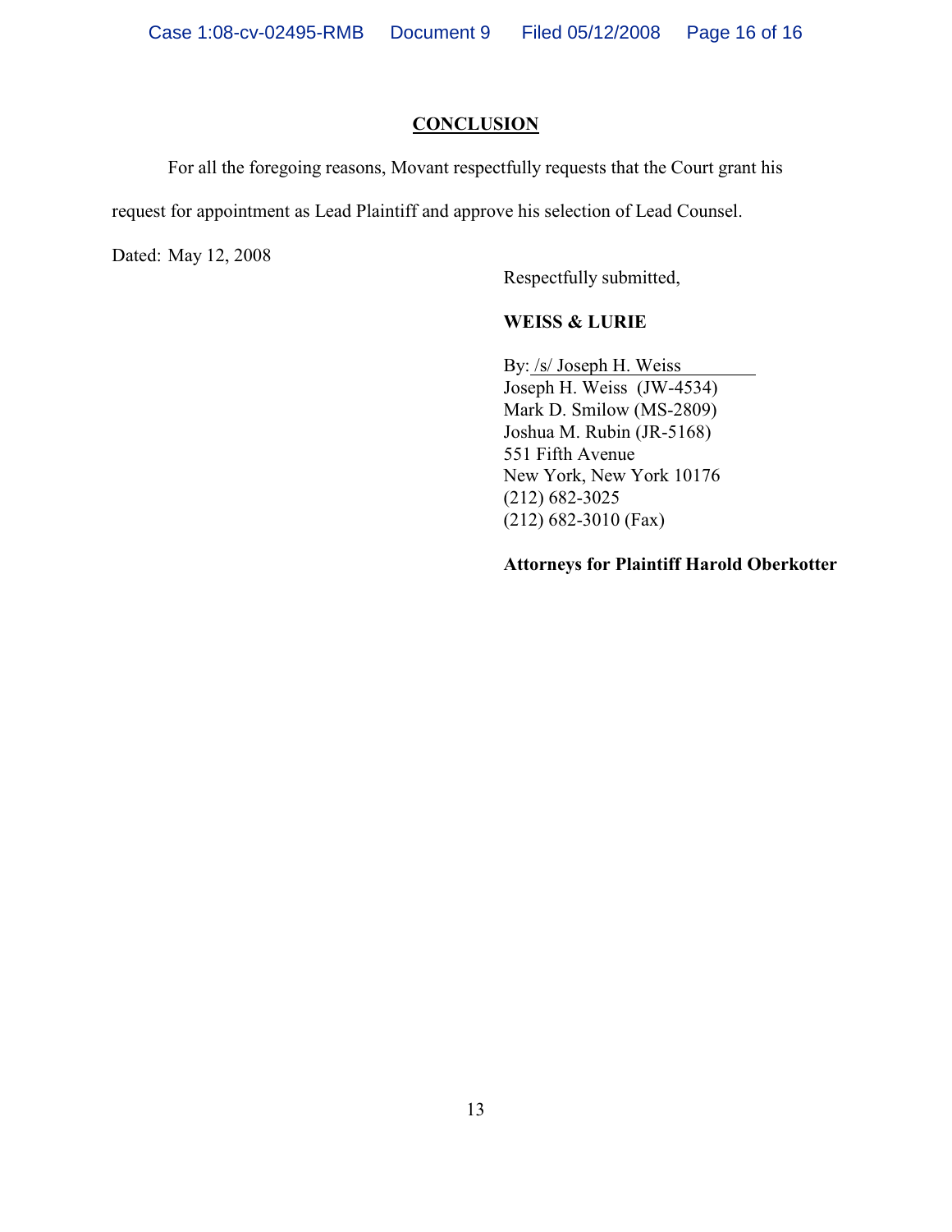## CONCLUSION

For all the foregoing reasons, Movant respectfully requests that the Court grant his request for appointment as Lead Plaintiff and approve his selection of Lead Counsel.

Dated: May 12, 2008

Respectfully submitted,

**WEISS & LURIE**

By: /s/ Joseph H. Weiss  
Joseph H. Weiss (JW-4534)  
Mark D. Smilow (MS-2809)  
Joshua M. Rubin (JR-5168)  
551 Fifth Avenue  
New York, New York 10176  
(212) 682-3025  
(212) 682-3010 (Fax)

**Attorneys for Plaintiff Harold Oberkotter**